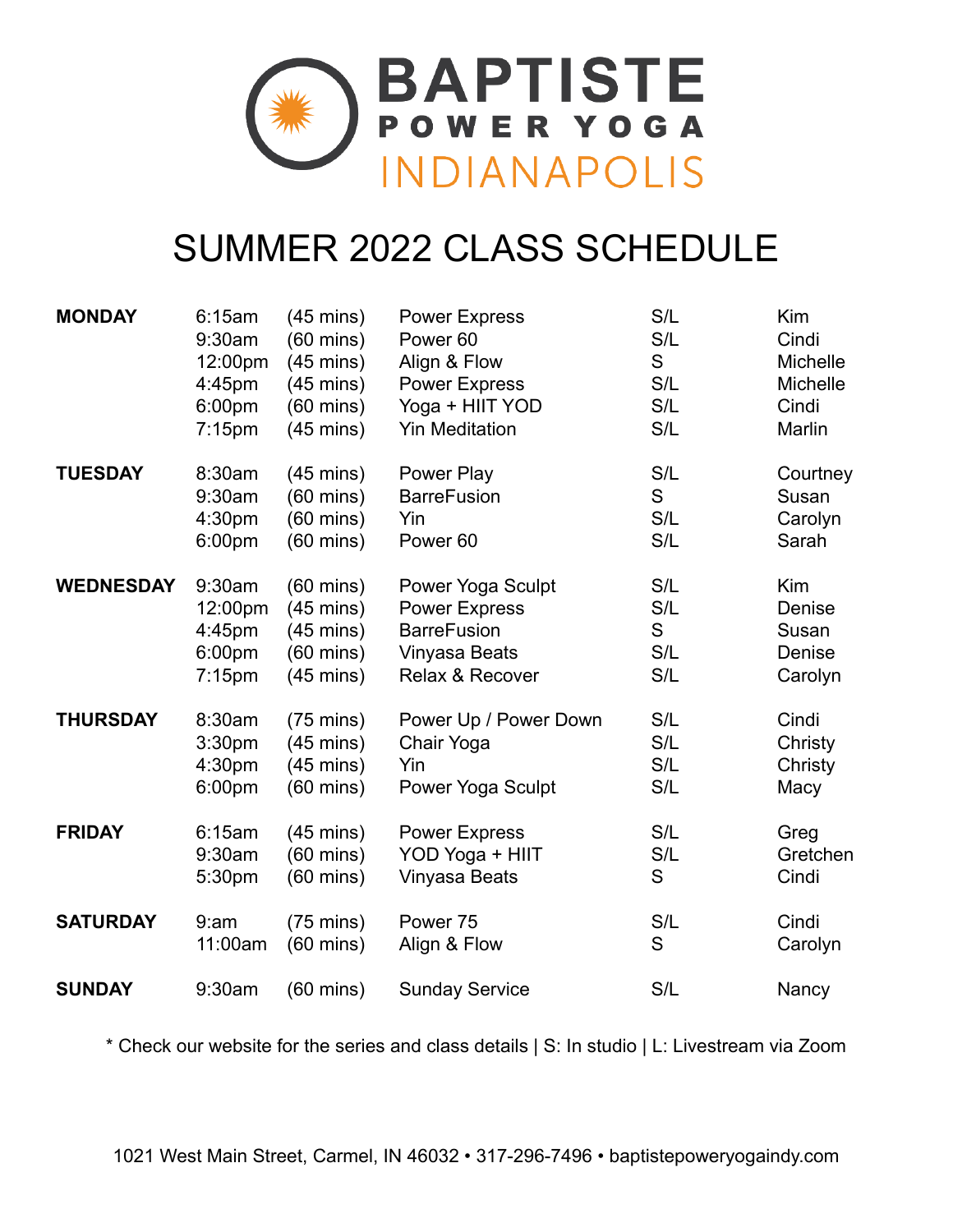# BAPTISTE POWER YOGA INDIANAPOLIS

## SUMMER 2022 CLASS SCHEDULE

| Day | Time | Duration | Class | Format | Instructor |
|---|---|---|---|---|---|
| **MONDAY** | 6:15am | (45 mins) | Power Express | S/L | Kim |
| | 9:30am | (60 mins) | Power 60 | S/L | Cindi |
| | 12:00pm | (45 mins) | Align & Flow | S | Michelle |
| | 4:45pm | (45 mins) | Power Express | S/L | Michelle |
| | 6:00pm | (60 mins) | Yoga + HIIT YOD | S/L | Cindi |
| | 7:15pm | (45 mins) | Yin Meditation | S/L | Marlin |
| **TUESDAY** | 8:30am | (45 mins) | Power Play | S/L | Courtney |
| | 9:30am | (60 mins) | BarreFusion | S | Susan |
| | 4:30pm | (60 mins) | Yin | S/L | Carolyn |
| | 6:00pm | (60 mins) | Power 60 | S/L | Sarah |
| **WEDNESDAY** | 9:30am | (60 mins) | Power Yoga Sculpt | S/L | Kim |
| | 12:00pm | (45 mins) | Power Express | S/L | Denise |
| | 4:45pm | (45 mins) | BarreFusion | S | Susan |
| | 6:00pm | (60 mins) | Vinyasa Beats | S/L | Denise |
| | 7:15pm | (45 mins) | Relax & Recover | S/L | Carolyn |
| **THURSDAY** | 8:30am | (75 mins) | Power Up / Power Down | S/L | Cindi |
| | 3:30pm | (45 mins) | Chair Yoga | S/L | Christy |
| | 4:30pm | (45 mins) | Yin | S/L | Christy |
| | 6:00pm | (60 mins) | Power Yoga Sculpt | S/L | Macy |
| **FRIDAY** | 6:15am | (45 mins) | Power Express | S/L | Greg |
| | 9:30am | (60 mins) | YOD Yoga + HIIT | S/L | Gretchen |
| | 5:30pm | (60 mins) | Vinyasa Beats | S | Cindi |
| **SATURDAY** | 9:am | (75 mins) | Power 75 | S/L | Cindi |
| | 11:00am | (60 mins) | Align & Flow | S | Carolyn |
| **SUNDAY** | 9:30am | (60 mins) | Sunday Service | S/L | Nancy |

* Check our website for the series and class details | S: In studio | L: Livestream via Zoom

1021 West Main Street, Carmel, IN 46032 • 317-296-7496 • baptistepoweryogaindy.com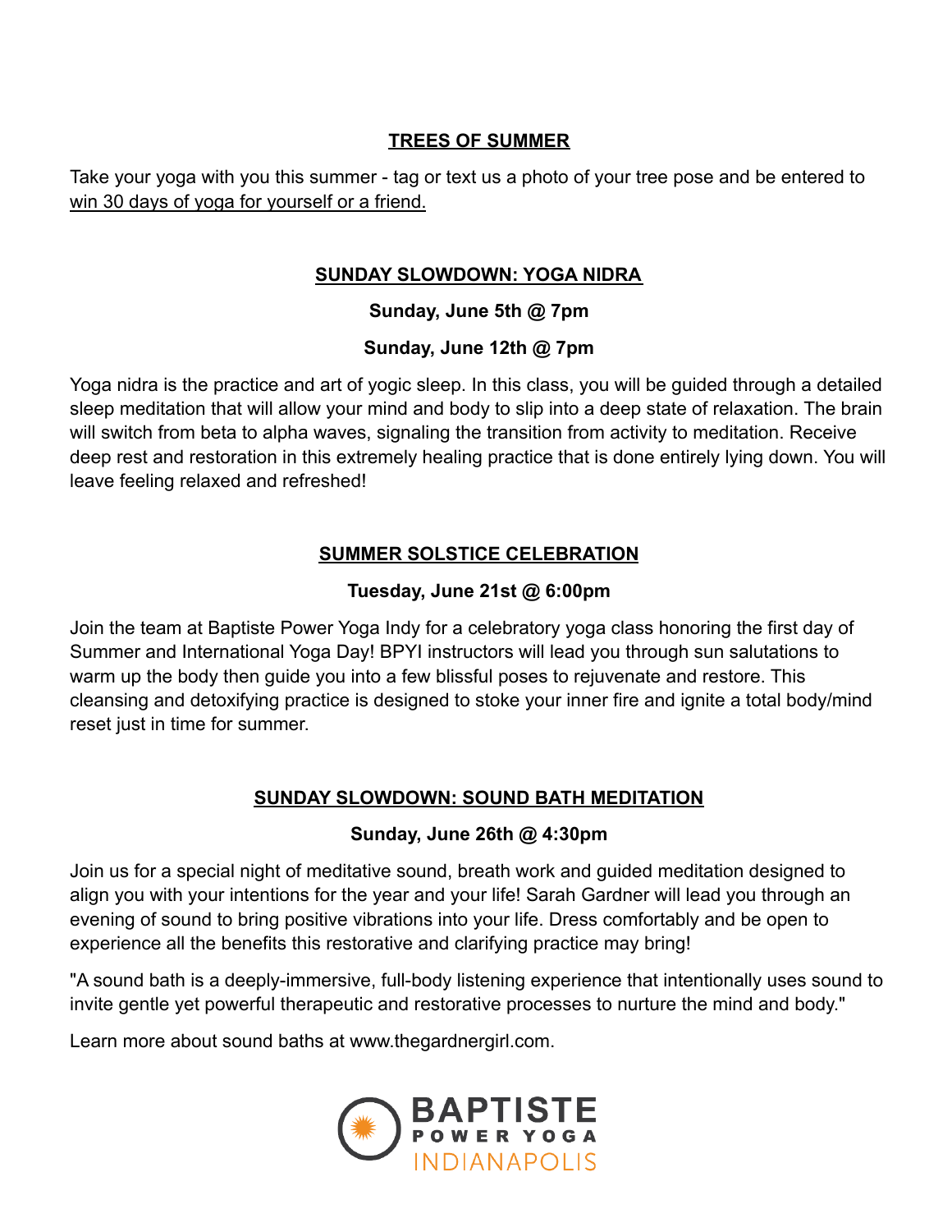## TREES OF SUMMER

Take your yoga with you this summer - tag or text us a photo of your tree pose and be entered to win 30 days of yoga for yourself or a friend.

## SUNDAY SLOWDOWN: YOGA NIDRA

**Sunday, June 5th @ 7pm**

**Sunday, June 12th @ 7pm**

Yoga nidra is the practice and art of yogic sleep. In this class, you will be guided through a detailed sleep meditation that will allow your mind and body to slip into a deep state of relaxation. The brain will switch from beta to alpha waves, signaling the transition from activity to meditation. Receive deep rest and restoration in this extremely healing practice that is done entirely lying down. You will leave feeling relaxed and refreshed!

## SUMMER SOLSTICE CELEBRATION

**Tuesday, June 21st @ 6:00pm**

Join the team at Baptiste Power Yoga Indy for a celebratory yoga class honoring the first day of Summer and International Yoga Day! BPYI instructors will lead you through sun salutations to warm up the body then guide you into a few blissful poses to rejuvenate and restore. This cleansing and detoxifying practice is designed to stoke your inner fire and ignite a total body/mind reset just in time for summer.

## SUNDAY SLOWDOWN: SOUND BATH MEDITATION

**Sunday, June 26th @ 4:30pm**

Join us for a special night of meditative sound, breath work and guided meditation designed to align you with your intentions for the year and your life! Sarah Gardner will lead you through an evening of sound to bring positive vibrations into your life. Dress comfortably and be open to experience all the benefits this restorative and clarifying practice may bring!

"A sound bath is a deeply-immersive, full-body listening experience that intentionally uses sound to invite gentle yet powerful therapeutic and restorative processes to nurture the mind and body."

Learn more about sound baths at www.thegardnergirl.com.

BAPTISTE POWER YOGA INDIANAPOLIS